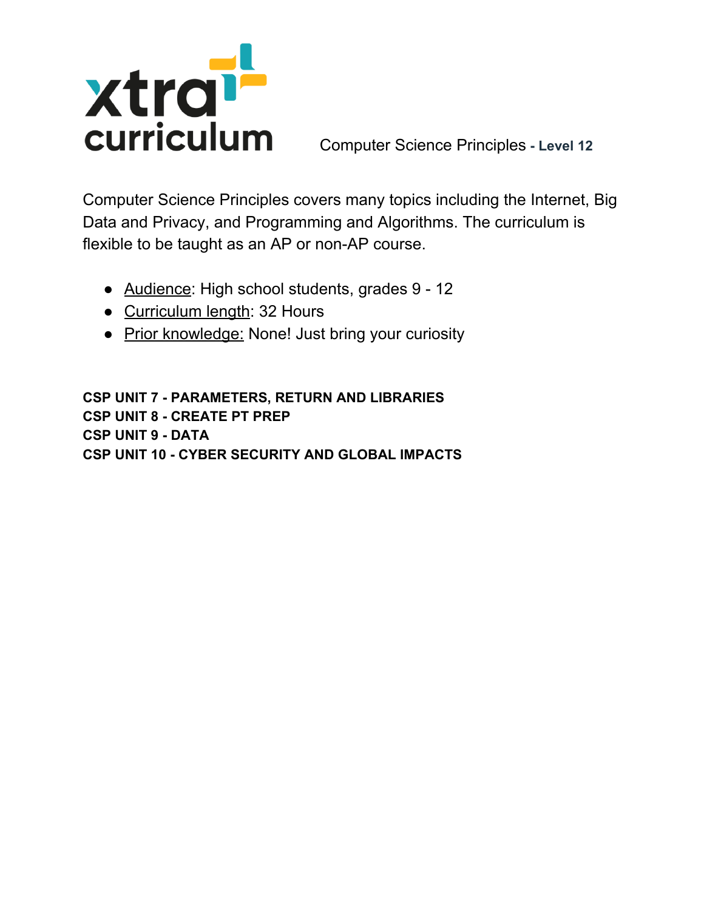xtra curriculum

Computer Science Principles - **Level 12**

Computer Science Principles covers many topics including the Internet, Big Data and Privacy, and Programming and Algorithms. The curriculum is flexible to be taught as an AP or non-AP course.

- Audience: High school students, grades 9 - 12
- Curriculum length: 32 Hours
- Prior knowledge: None! Just bring your curiosity

**CSP UNIT 7 - PARAMETERS, RETURN AND LIBRARIES**
**CSP UNIT 8 - CREATE PT PREP**
**CSP UNIT 9 - DATA**
**CSP UNIT 10 - CYBER SECURITY AND GLOBAL IMPACTS**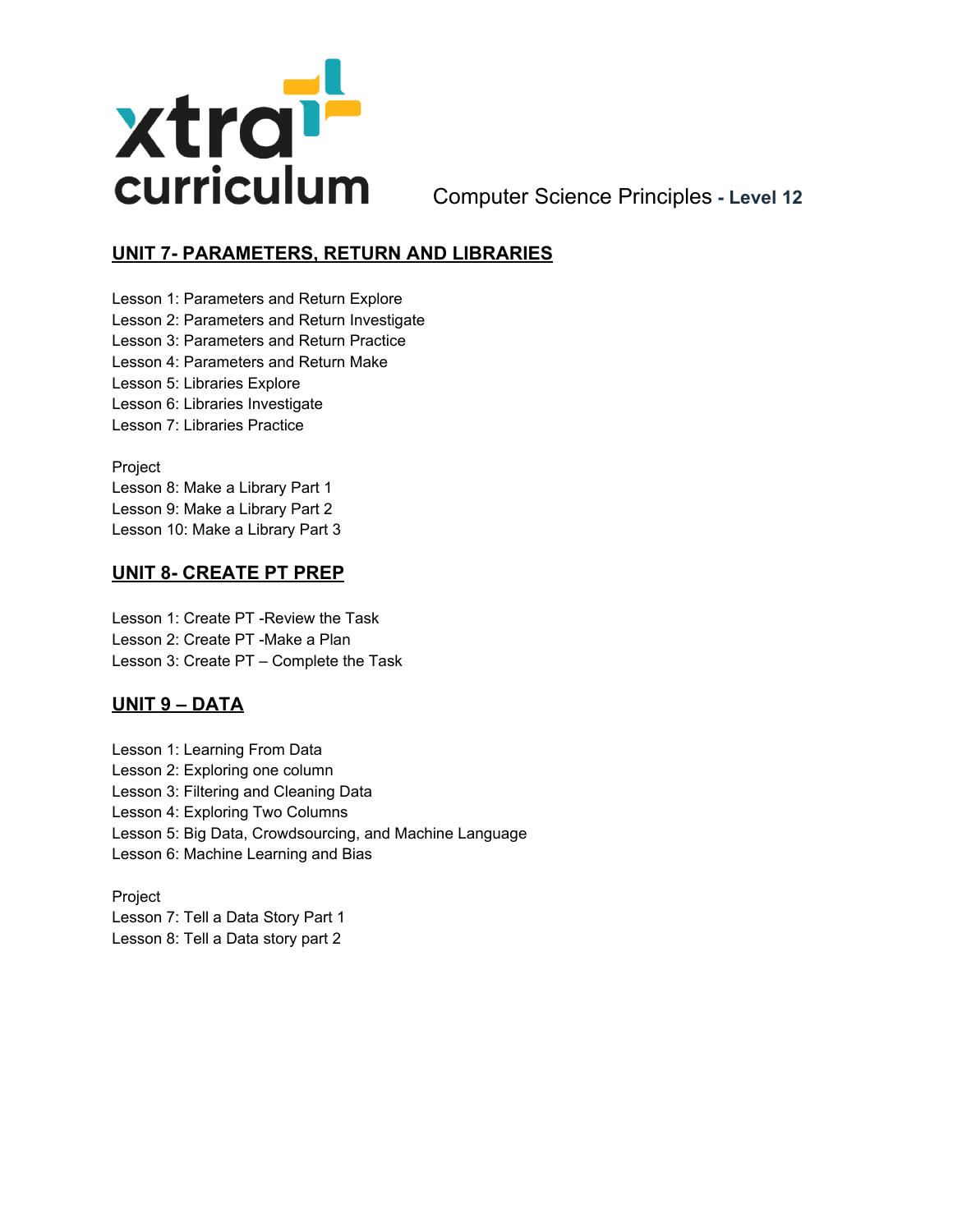xtra curriculum — Computer Science Principles **- Level 12**

## UNIT 7- PARAMETERS, RETURN AND LIBRARIES

Lesson 1: Parameters and Return Explore
Lesson 2: Parameters and Return Investigate
Lesson 3: Parameters and Return Practice
Lesson 4: Parameters and Return Make
Lesson 5: Libraries Explore
Lesson 6: Libraries Investigate
Lesson 7: Libraries Practice

Project
Lesson 8: Make a Library Part 1
Lesson 9: Make a Library Part 2
Lesson 10: Make a Library Part 3

## UNIT 8- CREATE PT PREP

Lesson 1: Create PT -Review the Task
Lesson 2: Create PT -Make a Plan
Lesson 3: Create PT – Complete the Task

## UNIT 9 – DATA

Lesson 1: Learning From Data
Lesson 2: Exploring one column
Lesson 3: Filtering and Cleaning Data
Lesson 4: Exploring Two Columns
Lesson 5: Big Data, Crowdsourcing, and Machine Language
Lesson 6: Machine Learning and Bias

Project
Lesson 7: Tell a Data Story Part 1
Lesson 8: Tell a Data story part 2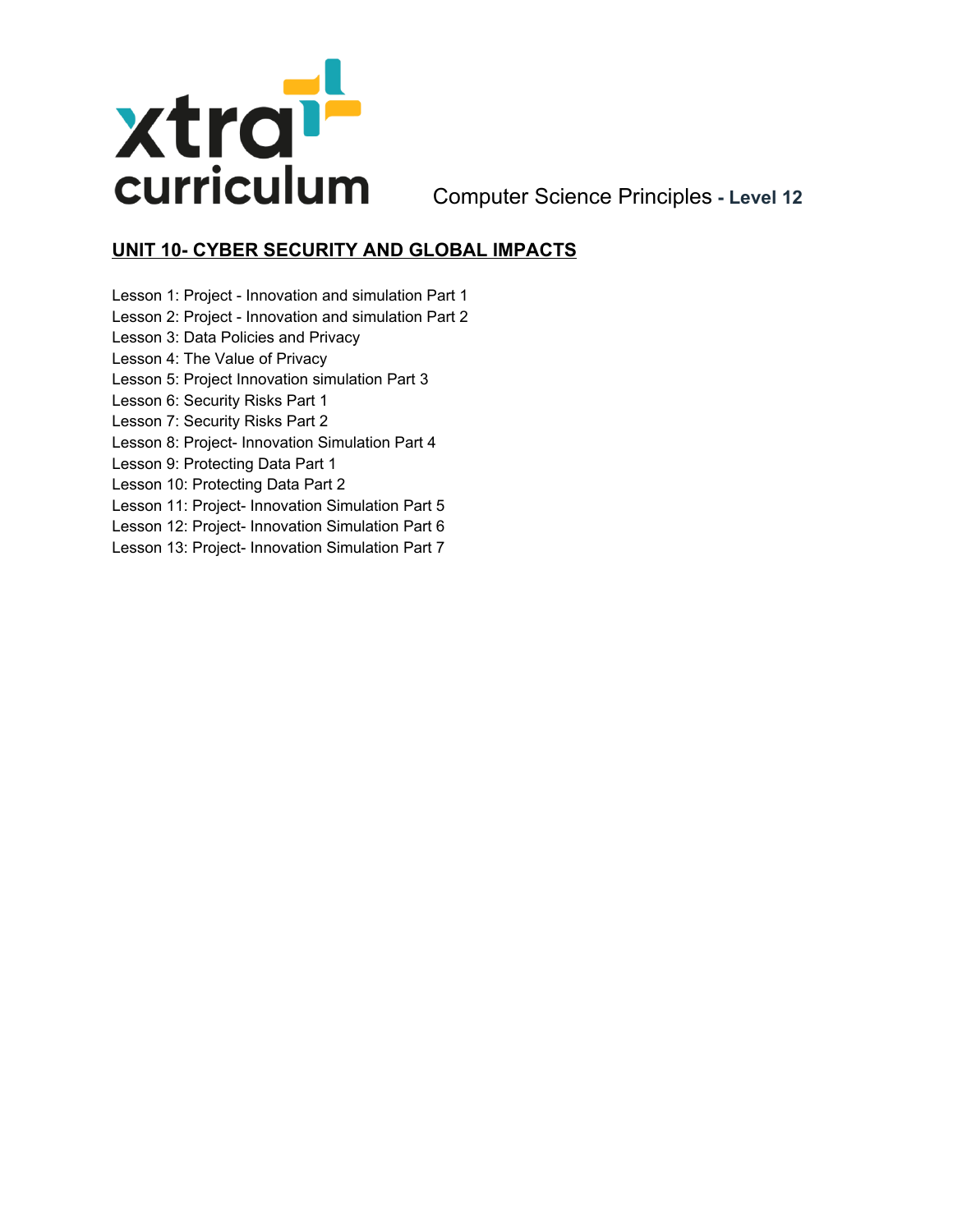xtra curriculum

Computer Science Principles **- Level 12**

## UNIT 10- CYBER SECURITY AND GLOBAL IMPACTS

Lesson 1: Project - Innovation and simulation Part 1
Lesson 2: Project - Innovation and simulation Part 2
Lesson 3: Data Policies and Privacy
Lesson 4: The Value of Privacy
Lesson 5: Project Innovation simulation Part 3
Lesson 6: Security Risks Part 1
Lesson 7: Security Risks Part 2
Lesson 8: Project- Innovation Simulation Part 4
Lesson 9: Protecting Data Part 1
Lesson 10: Protecting Data Part 2
Lesson 11: Project- Innovation Simulation Part 5
Lesson 12: Project- Innovation Simulation Part 6
Lesson 13: Project- Innovation Simulation Part 7